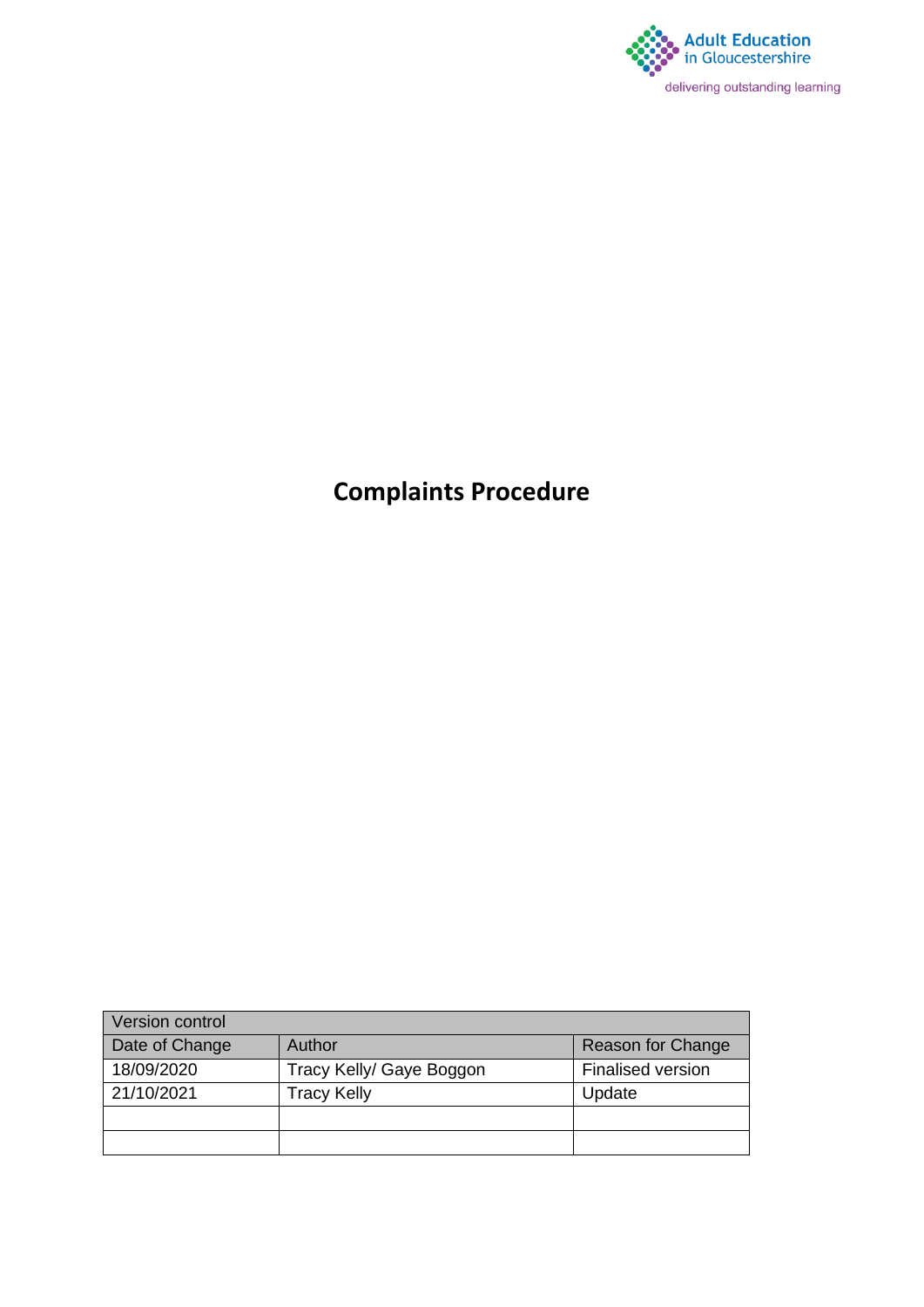Adult Education in Gloucestershire

delivering outstanding learning

# Complaints Procedure

| Version control | | |
| --- | --- | --- |
| Date of Change | Author | Reason for Change |
| 18/09/2020 | Tracy Kelly/ Gaye Boggon | Finalised version |
| 21/10/2021 | Tracy Kelly | Update |
| | | |
| | | |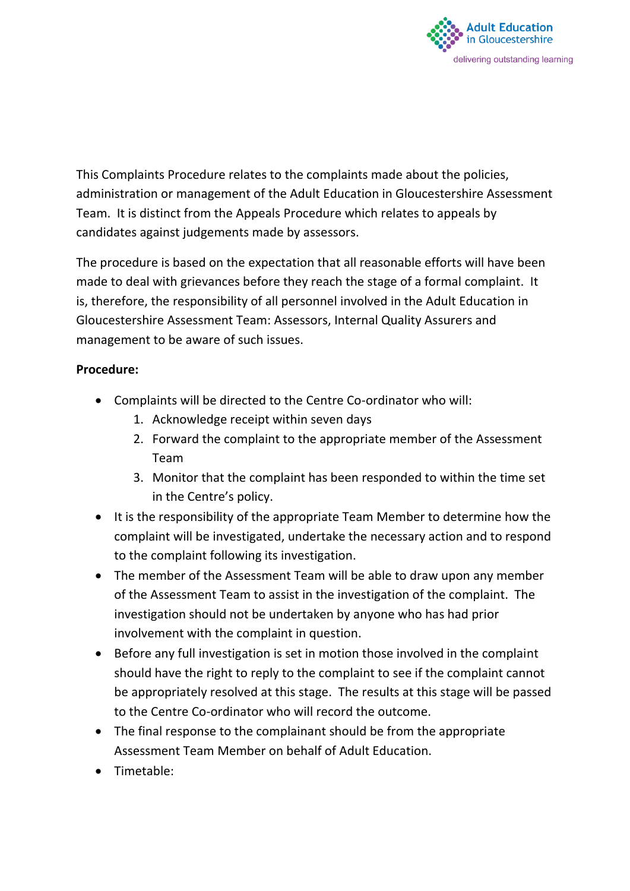This Complaints Procedure relates to the complaints made about the policies, administration or management of the Adult Education in Gloucestershire Assessment Team. It is distinct from the Appeals Procedure which relates to appeals by candidates against judgements made by assessors.

The procedure is based on the expectation that all reasonable efforts will have been made to deal with grievances before they reach the stage of a formal complaint. It is, therefore, the responsibility of all personnel involved in the Adult Education in Gloucestershire Assessment Team: Assessors, Internal Quality Assurers and management to be aware of such issues.

**Procedure:**

- Complaints will be directed to the Centre Co-ordinator who will:
    1. Acknowledge receipt within seven days
    2. Forward the complaint to the appropriate member of the Assessment Team
    3. Monitor that the complaint has been responded to within the time set in the Centre's policy.
- It is the responsibility of the appropriate Team Member to determine how the complaint will be investigated, undertake the necessary action and to respond to the complaint following its investigation.
- The member of the Assessment Team will be able to draw upon any member of the Assessment Team to assist in the investigation of the complaint. The investigation should not be undertaken by anyone who has had prior involvement with the complaint in question.
- Before any full investigation is set in motion those involved in the complaint should have the right to reply to the complaint to see if the complaint cannot be appropriately resolved at this stage. The results at this stage will be passed to the Centre Co-ordinator who will record the outcome.
- The final response to the complainant should be from the appropriate Assessment Team Member on behalf of Adult Education.
- Timetable: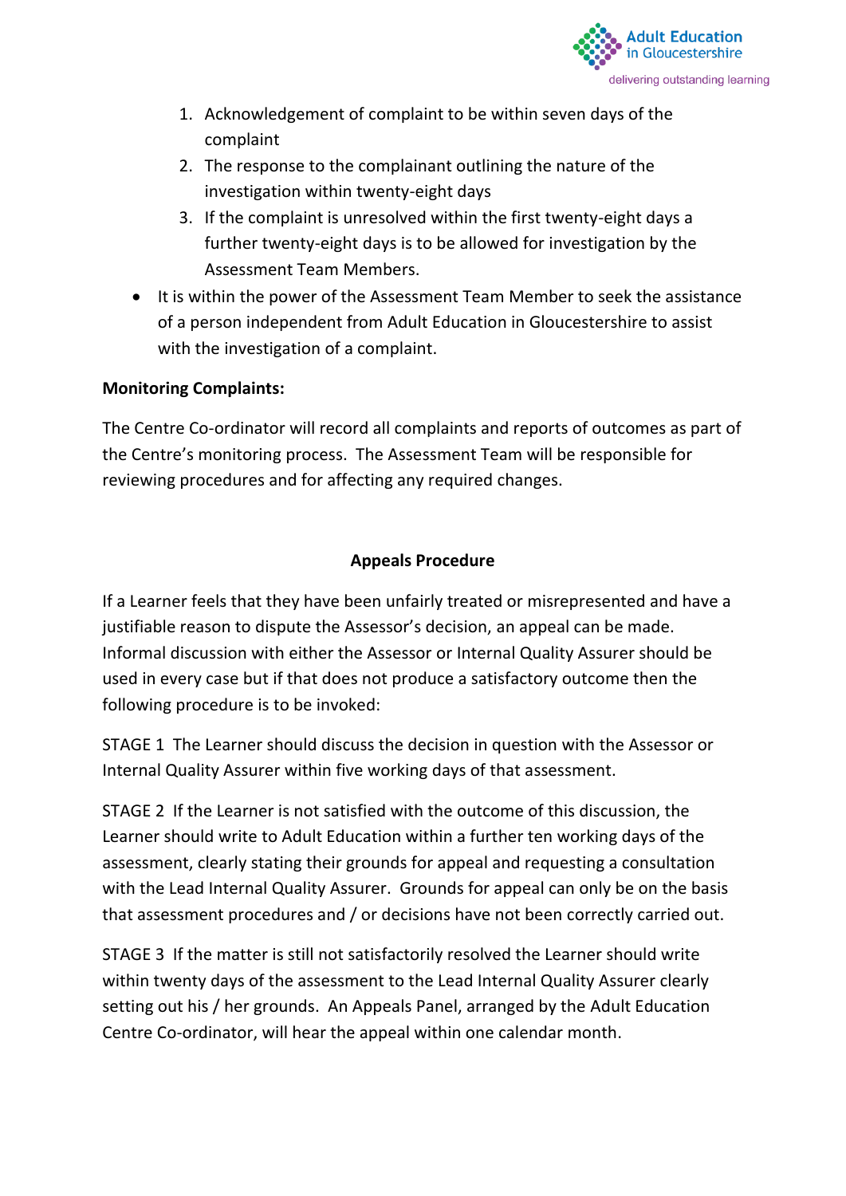1. Acknowledgement of complaint to be within seven days of the complaint
2. The response to the complainant outlining the nature of the investigation within twenty-eight days
3. If the complaint is unresolved within the first twenty-eight days a further twenty-eight days is to be allowed for investigation by the Assessment Team Members.

- It is within the power of the Assessment Team Member to seek the assistance of a person independent from Adult Education in Gloucestershire to assist with the investigation of a complaint.

**Monitoring Complaints:**

The Centre Co-ordinator will record all complaints and reports of outcomes as part of the Centre's monitoring process. The Assessment Team will be responsible for reviewing procedures and for affecting any required changes.

## Appeals Procedure

If a Learner feels that they have been unfairly treated or misrepresented and have a justifiable reason to dispute the Assessor's decision, an appeal can be made. Informal discussion with either the Assessor or Internal Quality Assurer should be used in every case but if that does not produce a satisfactory outcome then the following procedure is to be invoked:

STAGE 1 The Learner should discuss the decision in question with the Assessor or Internal Quality Assurer within five working days of that assessment.

STAGE 2 If the Learner is not satisfied with the outcome of this discussion, the Learner should write to Adult Education within a further ten working days of the assessment, clearly stating their grounds for appeal and requesting a consultation with the Lead Internal Quality Assurer. Grounds for appeal can only be on the basis that assessment procedures and / or decisions have not been correctly carried out.

STAGE 3 If the matter is still not satisfactorily resolved the Learner should write within twenty days of the assessment to the Lead Internal Quality Assurer clearly setting out his / her grounds. An Appeals Panel, arranged by the Adult Education Centre Co-ordinator, will hear the appeal within one calendar month.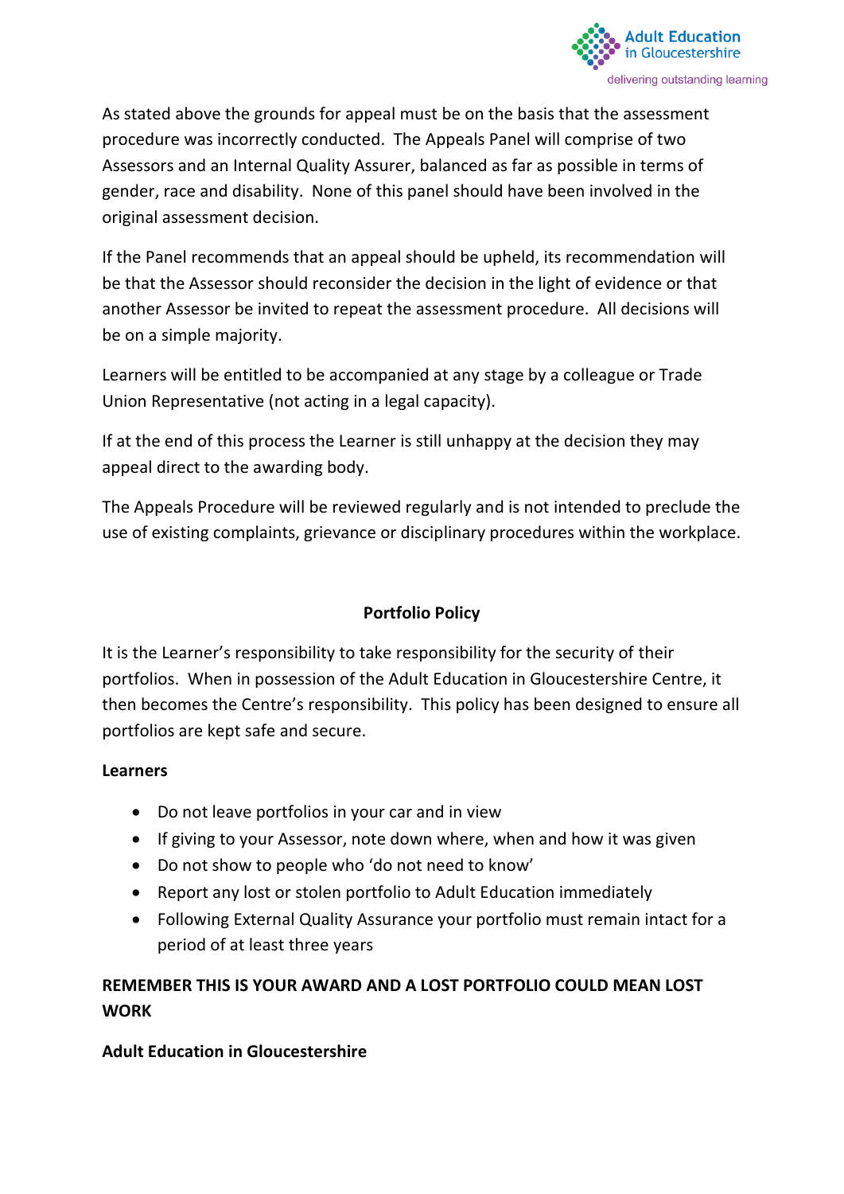As stated above the grounds for appeal must be on the basis that the assessment procedure was incorrectly conducted. The Appeals Panel will comprise of two Assessors and an Internal Quality Assurer, balanced as far as possible in terms of gender, race and disability. None of this panel should have been involved in the original assessment decision.

If the Panel recommends that an appeal should be upheld, its recommendation will be that the Assessor should reconsider the decision in the light of evidence or that another Assessor be invited to repeat the assessment procedure. All decisions will be on a simple majority.

Learners will be entitled to be accompanied at any stage by a colleague or Trade Union Representative (not acting in a legal capacity).

If at the end of this process the Learner is still unhappy at the decision they may appeal direct to the awarding body.

The Appeals Procedure will be reviewed regularly and is not intended to preclude the use of existing complaints, grievance or disciplinary procedures within the workplace.

## Portfolio Policy

It is the Learner's responsibility to take responsibility for the security of their portfolios. When in possession of the Adult Education in Gloucestershire Centre, it then becomes the Centre's responsibility. This policy has been designed to ensure all portfolios are kept safe and secure.

**Learners**

- Do not leave portfolios in your car and in view
- If giving to your Assessor, note down where, when and how it was given
- Do not show to people who 'do not need to know'
- Report any lost or stolen portfolio to Adult Education immediately
- Following External Quality Assurance your portfolio must remain intact for a period of at least three years

**REMEMBER THIS IS YOUR AWARD AND A LOST PORTFOLIO COULD MEAN LOST WORK**

**Adult Education in Gloucestershire**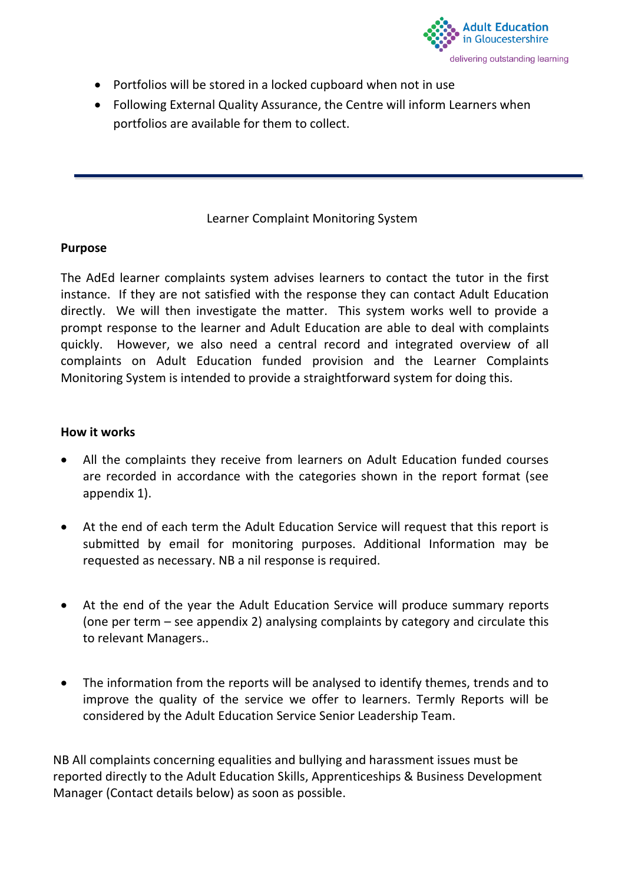- Portfolios will be stored in a locked cupboard when not in use
- Following External Quality Assurance, the Centre will inform Learners when portfolios are available for them to collect.

---

Learner Complaint Monitoring System

**Purpose**

The AdEd learner complaints system advises learners to contact the tutor in the first instance. If they are not satisfied with the response they can contact Adult Education directly. We will then investigate the matter. This system works well to provide a prompt response to the learner and Adult Education are able to deal with complaints quickly. However, we also need a central record and integrated overview of all complaints on Adult Education funded provision and the Learner Complaints Monitoring System is intended to provide a straightforward system for doing this.

**How it works**

- All the complaints they receive from learners on Adult Education funded courses are recorded in accordance with the categories shown in the report format (see appendix 1).

- At the end of each term the Adult Education Service will request that this report is submitted by email for monitoring purposes. Additional Information may be requested as necessary. NB a nil response is required.

- At the end of the year the Adult Education Service will produce summary reports (one per term – see appendix 2) analysing complaints by category and circulate this to relevant Managers..

- The information from the reports will be analysed to identify themes, trends and to improve the quality of the service we offer to learners. Termly Reports will be considered by the Adult Education Service Senior Leadership Team.

NB All complaints concerning equalities and bullying and harassment issues must be reported directly to the Adult Education Skills, Apprenticeships & Business Development Manager (Contact details below) as soon as possible.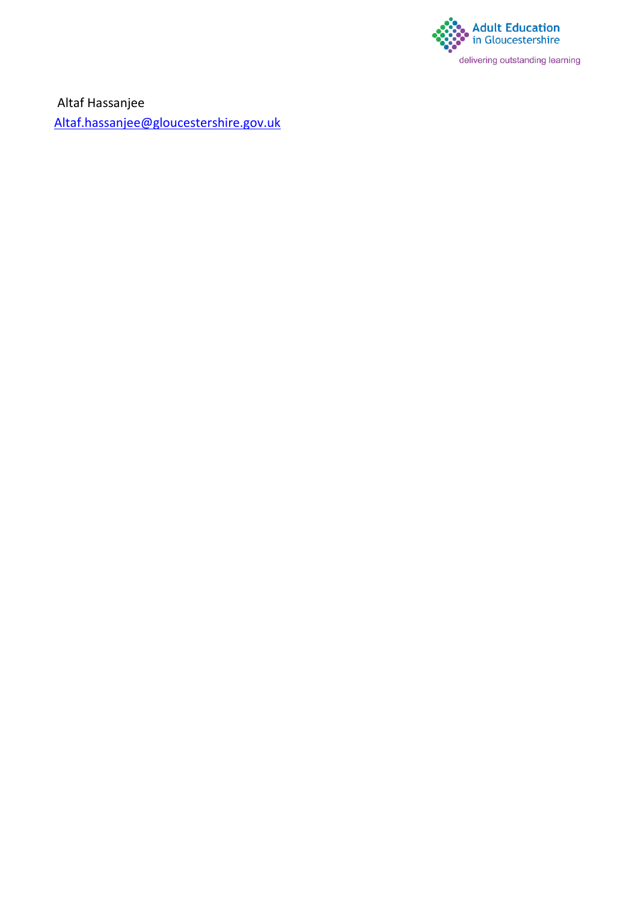Altaf Hassanjee

Altaf.hassanjee@gloucestershire.gov.uk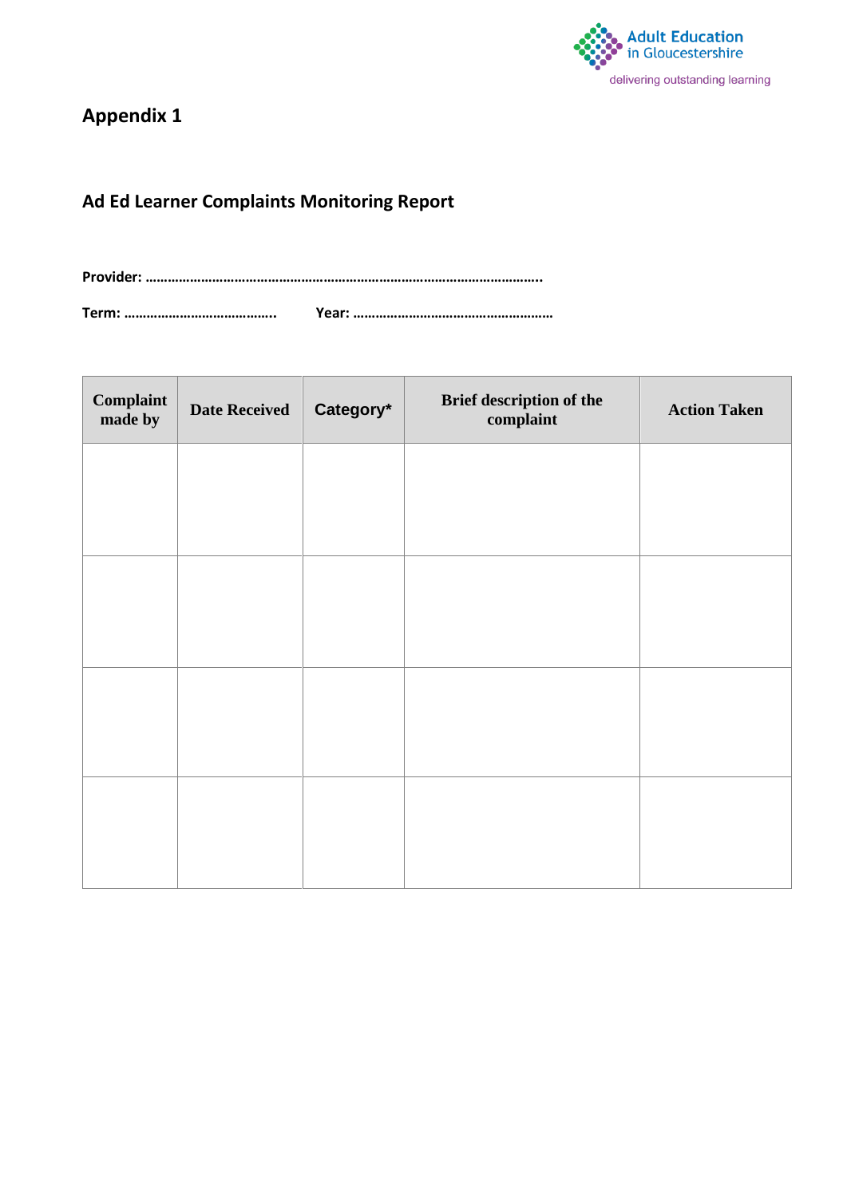## Appendix 1

### Ad Ed Learner Complaints Monitoring Report

**Provider: ……………………………………………………………………………………………..**

**Term: …………………………………..** **Year: ………………………………………………**

| Complaint made by | Date Received | Category* | Brief description of the complaint | Action Taken |
|---|---|---|---|---|
| | | | | |
| | | | | |
| | | | | |
| | | | | |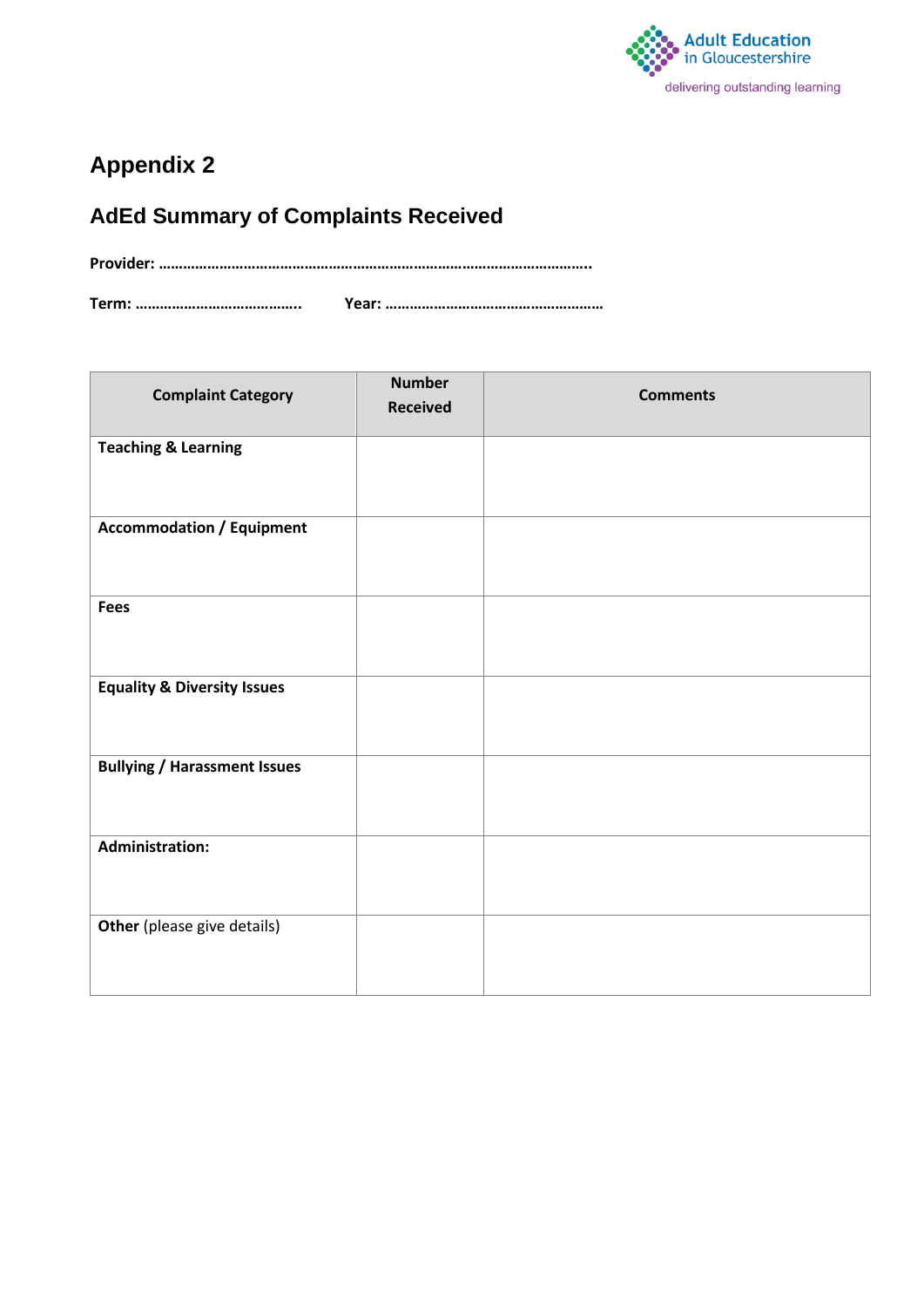Adult Education in Gloucestershire

delivering outstanding learning

# Appendix 2

## AdEd Summary of Complaints Received

**Provider: ……………………………………………………………………………………………..**

**Term: …………………………………..** **Year: ………………………………………………**

| Complaint Category | Number Received | Comments |
|---|---|---|
| **Teaching & Learning** | | |
| **Accommodation / Equipment** | | |
| **Fees** | | |
| **Equality & Diversity Issues** | | |
| **Bullying / Harassment Issues** | | |
| **Administration:** | | |
| **Other** (please give details) | | |